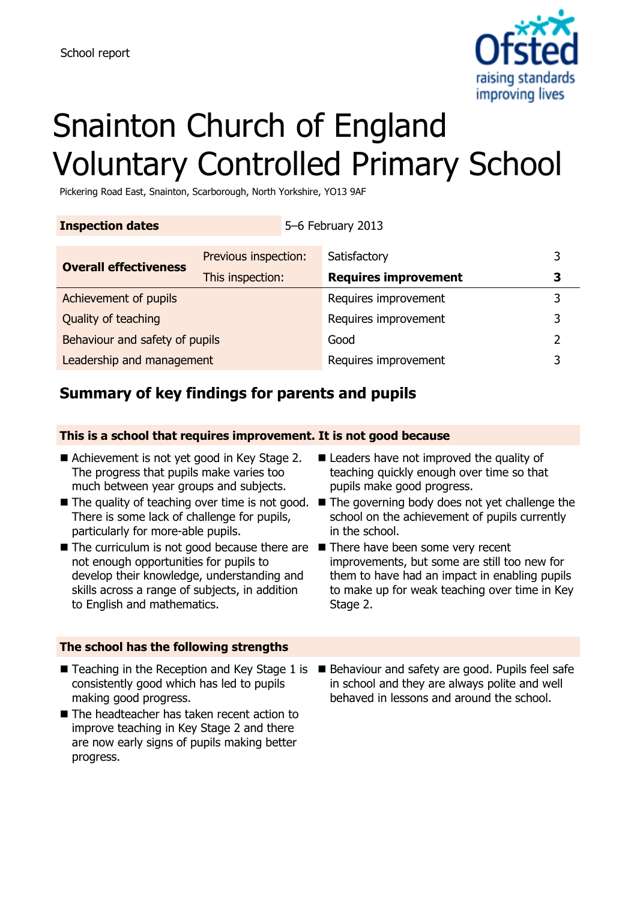School report

# Snainton Church of England Voluntary Controlled Primary School

Pickering Road East, Snainton, Scarborough, North Yorkshire, YO13 9AF

| **Inspection dates** | | 5–6 February 2013 | |
|---|---|---|---|
| **Overall effectiveness** | Previous inspection: | Satisfactory | 3 |
| | This inspection: | **Requires improvement** | **3** |
| Achievement of pupils | | Requires improvement | 3 |
| Quality of teaching | | Requires improvement | 3 |
| Behaviour and safety of pupils | | Good | 2 |
| Leadership and management | | Requires improvement | 3 |

## Summary of key findings for parents and pupils

### This is a school that requires improvement. It is not good because

- Achievement is not yet good in Key Stage 2. The progress that pupils make varies too much between year groups and subjects.
- The quality of teaching over time is not good. There is some lack of challenge for pupils, particularly for more-able pupils.
- The curriculum is not good because there are not enough opportunities for pupils to develop their knowledge, understanding and skills across a range of subjects, in addition to English and mathematics.
- Leaders have not improved the quality of teaching quickly enough over time so that pupils make good progress.
- The governing body does not yet challenge the school on the achievement of pupils currently in the school.
- There have been some very recent improvements, but some are still too new for them to have had an impact in enabling pupils to make up for weak teaching over time in Key Stage 2.

### The school has the following strengths

- Teaching in the Reception and Key Stage 1 is consistently good which has led to pupils making good progress.
- The headteacher has taken recent action to improve teaching in Key Stage 2 and there are now early signs of pupils making better progress.
- Behaviour and safety are good. Pupils feel safe in school and they are always polite and well behaved in lessons and around the school.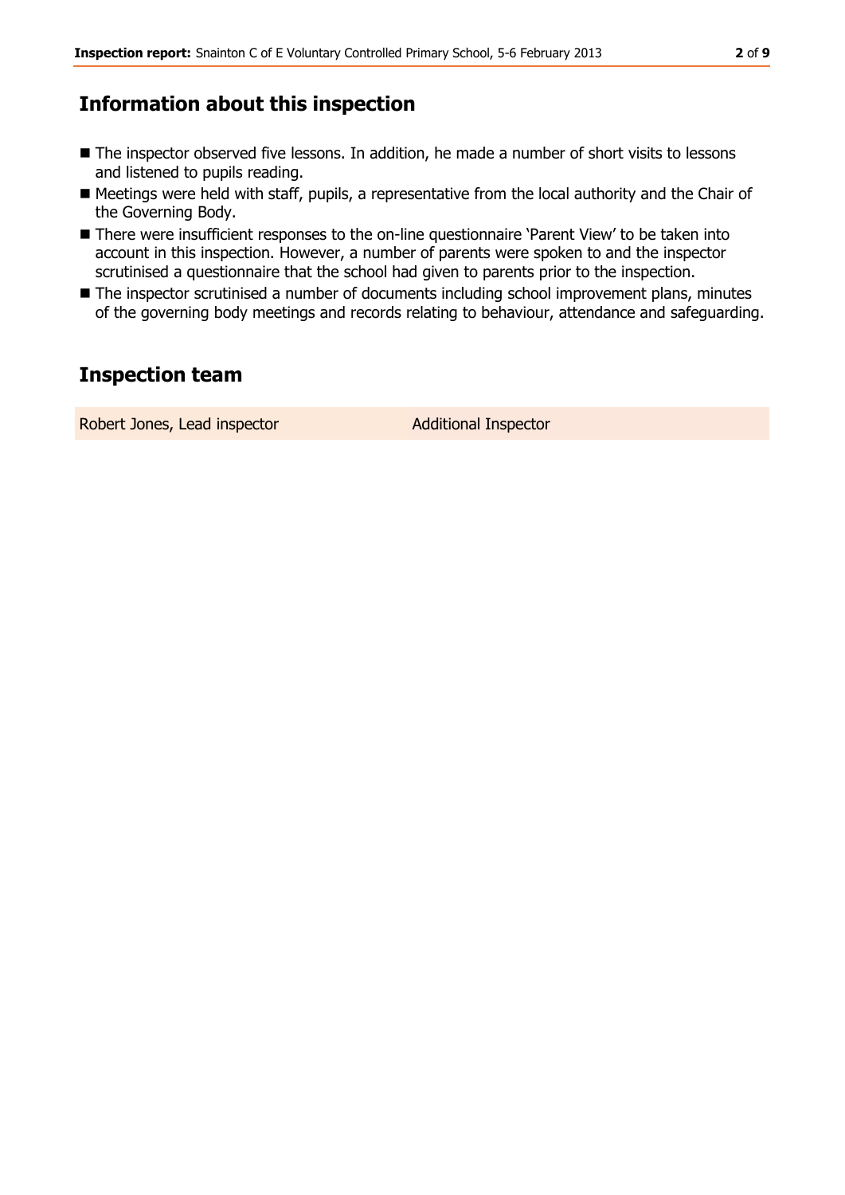## Information about this inspection

- The inspector observed five lessons. In addition, he made a number of short visits to lessons and listened to pupils reading.
- Meetings were held with staff, pupils, a representative from the local authority and the Chair of the Governing Body.
- There were insufficient responses to the on-line questionnaire 'Parent View' to be taken into account in this inspection. However, a number of parents were spoken to and the inspector scrutinised a questionnaire that the school had given to parents prior to the inspection.
- The inspector scrutinised a number of documents including school improvement plans, minutes of the governing body meetings and records relating to behaviour, attendance and safeguarding.

## Inspection team

| | |
|---|---|
| Robert Jones, Lead inspector | Additional Inspector |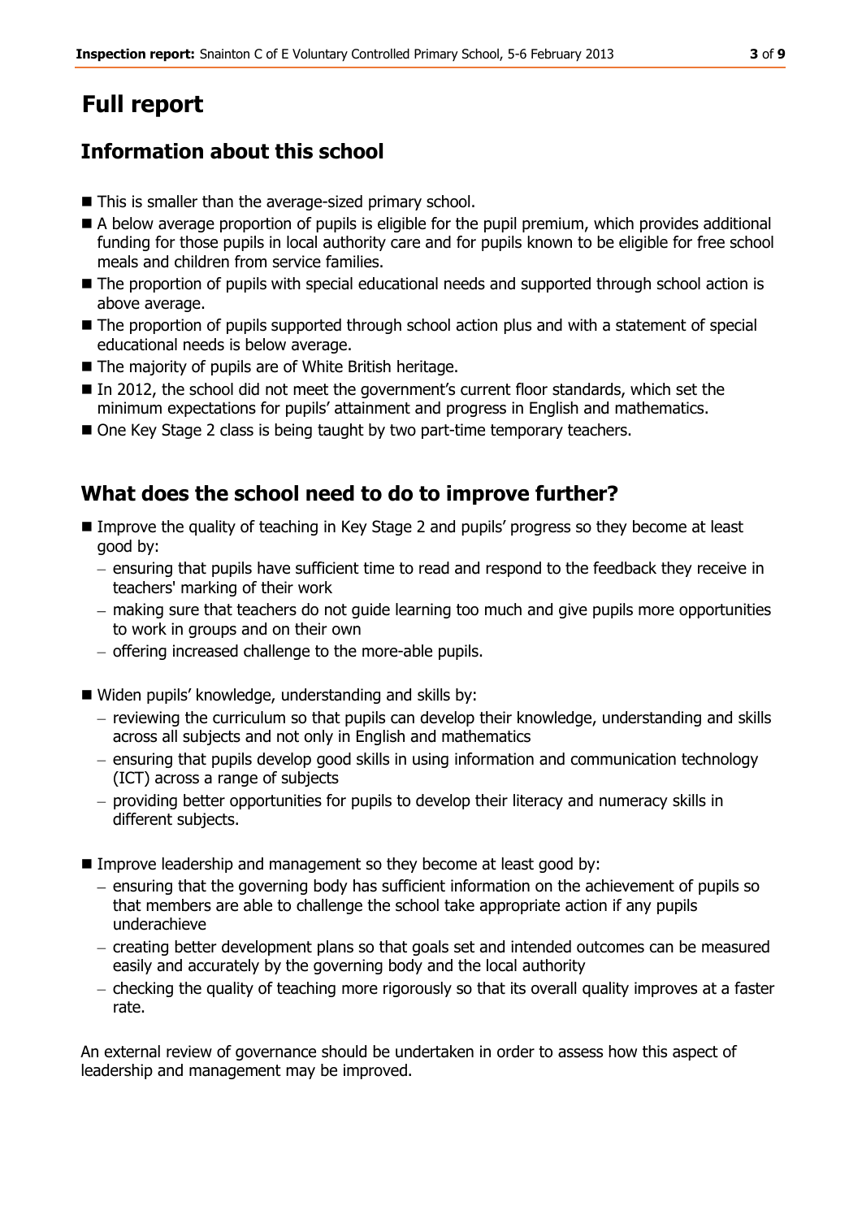# Full report

## Information about this school

- This is smaller than the average-sized primary school.
- A below average proportion of pupils is eligible for the pupil premium, which provides additional funding for those pupils in local authority care and for pupils known to be eligible for free school meals and children from service families.
- The proportion of pupils with special educational needs and supported through school action is above average.
- The proportion of pupils supported through school action plus and with a statement of special educational needs is below average.
- The majority of pupils are of White British heritage.
- In 2012, the school did not meet the government's current floor standards, which set the minimum expectations for pupils' attainment and progress in English and mathematics.
- One Key Stage 2 class is being taught by two part-time temporary teachers.

## What does the school need to do to improve further?

- Improve the quality of teaching in Key Stage 2 and pupils' progress so they become at least good by:
  - ensuring that pupils have sufficient time to read and respond to the feedback they receive in teachers' marking of their work
  - making sure that teachers do not guide learning too much and give pupils more opportunities to work in groups and on their own
  - offering increased challenge to the more-able pupils.
- Widen pupils' knowledge, understanding and skills by:
  - reviewing the curriculum so that pupils can develop their knowledge, understanding and skills across all subjects and not only in English and mathematics
  - ensuring that pupils develop good skills in using information and communication technology (ICT) across a range of subjects
  - providing better opportunities for pupils to develop their literacy and numeracy skills in different subjects.
- Improve leadership and management so they become at least good by:
  - ensuring that the governing body has sufficient information on the achievement of pupils so that members are able to challenge the school take appropriate action if any pupils underachieve
  - creating better development plans so that goals set and intended outcomes can be measured easily and accurately by the governing body and the local authority
  - checking the quality of teaching more rigorously so that its overall quality improves at a faster rate.

An external review of governance should be undertaken in order to assess how this aspect of leadership and management may be improved.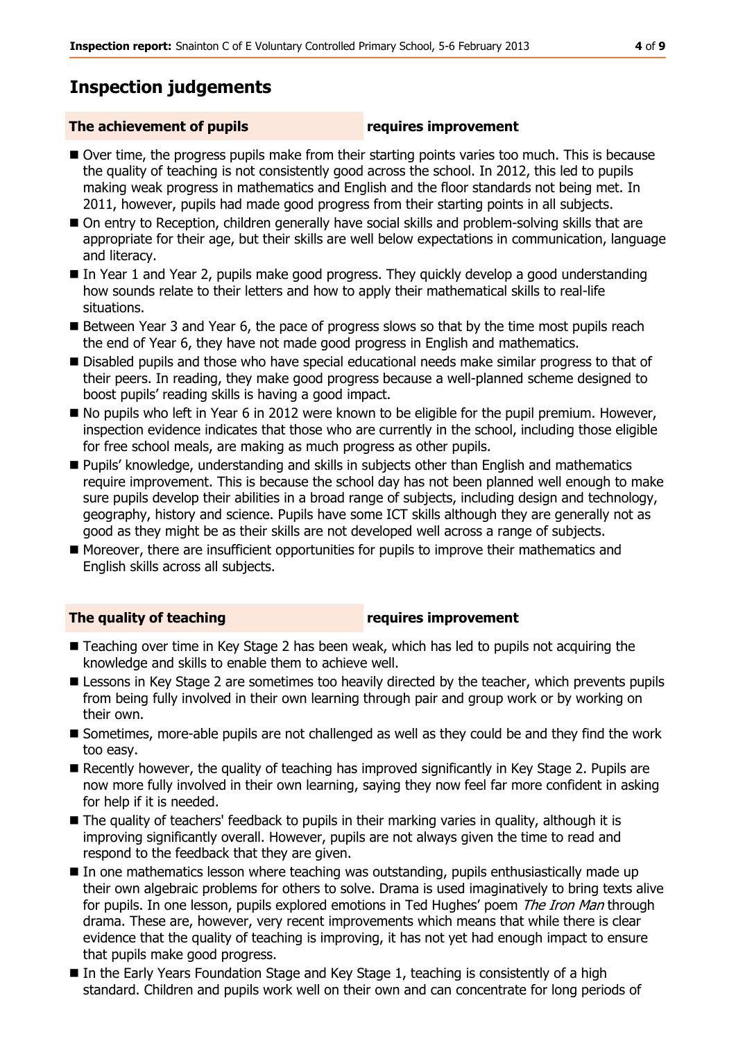## Inspection judgements

**The achievement of pupils** **requires improvement**

- Over time, the progress pupils make from their starting points varies too much. This is because the quality of teaching is not consistently good across the school. In 2012, this led to pupils making weak progress in mathematics and English and the floor standards not being met. In 2011, however, pupils had made good progress from their starting points in all subjects.
- On entry to Reception, children generally have social skills and problem-solving skills that are appropriate for their age, but their skills are well below expectations in communication, language and literacy.
- In Year 1 and Year 2, pupils make good progress. They quickly develop a good understanding how sounds relate to their letters and how to apply their mathematical skills to real-life situations.
- Between Year 3 and Year 6, the pace of progress slows so that by the time most pupils reach the end of Year 6, they have not made good progress in English and mathematics.
- Disabled pupils and those who have special educational needs make similar progress to that of their peers. In reading, they make good progress because a well-planned scheme designed to boost pupils' reading skills is having a good impact.
- No pupils who left in Year 6 in 2012 were known to be eligible for the pupil premium. However, inspection evidence indicates that those who are currently in the school, including those eligible for free school meals, are making as much progress as other pupils.
- Pupils' knowledge, understanding and skills in subjects other than English and mathematics require improvement. This is because the school day has not been planned well enough to make sure pupils develop their abilities in a broad range of subjects, including design and technology, geography, history and science. Pupils have some ICT skills although they are generally not as good as they might be as their skills are not developed well across a range of subjects.
- Moreover, there are insufficient opportunities for pupils to improve their mathematics and English skills across all subjects.

**The quality of teaching** **requires improvement**

- Teaching over time in Key Stage 2 has been weak, which has led to pupils not acquiring the knowledge and skills to enable them to achieve well.
- Lessons in Key Stage 2 are sometimes too heavily directed by the teacher, which prevents pupils from being fully involved in their own learning through pair and group work or by working on their own.
- Sometimes, more-able pupils are not challenged as well as they could be and they find the work too easy.
- Recently however, the quality of teaching has improved significantly in Key Stage 2. Pupils are now more fully involved in their own learning, saying they now feel far more confident in asking for help if it is needed.
- The quality of teachers' feedback to pupils in their marking varies in quality, although it is improving significantly overall. However, pupils are not always given the time to read and respond to the feedback that they are given.
- In one mathematics lesson where teaching was outstanding, pupils enthusiastically made up their own algebraic problems for others to solve. Drama is used imaginatively to bring texts alive for pupils. In one lesson, pupils explored emotions in Ted Hughes' poem *The Iron Man* through drama. These are, however, very recent improvements which means that while there is clear evidence that the quality of teaching is improving, it has not yet had enough impact to ensure that pupils make good progress.
- In the Early Years Foundation Stage and Key Stage 1, teaching is consistently of a high standard. Children and pupils work well on their own and can concentrate for long periods of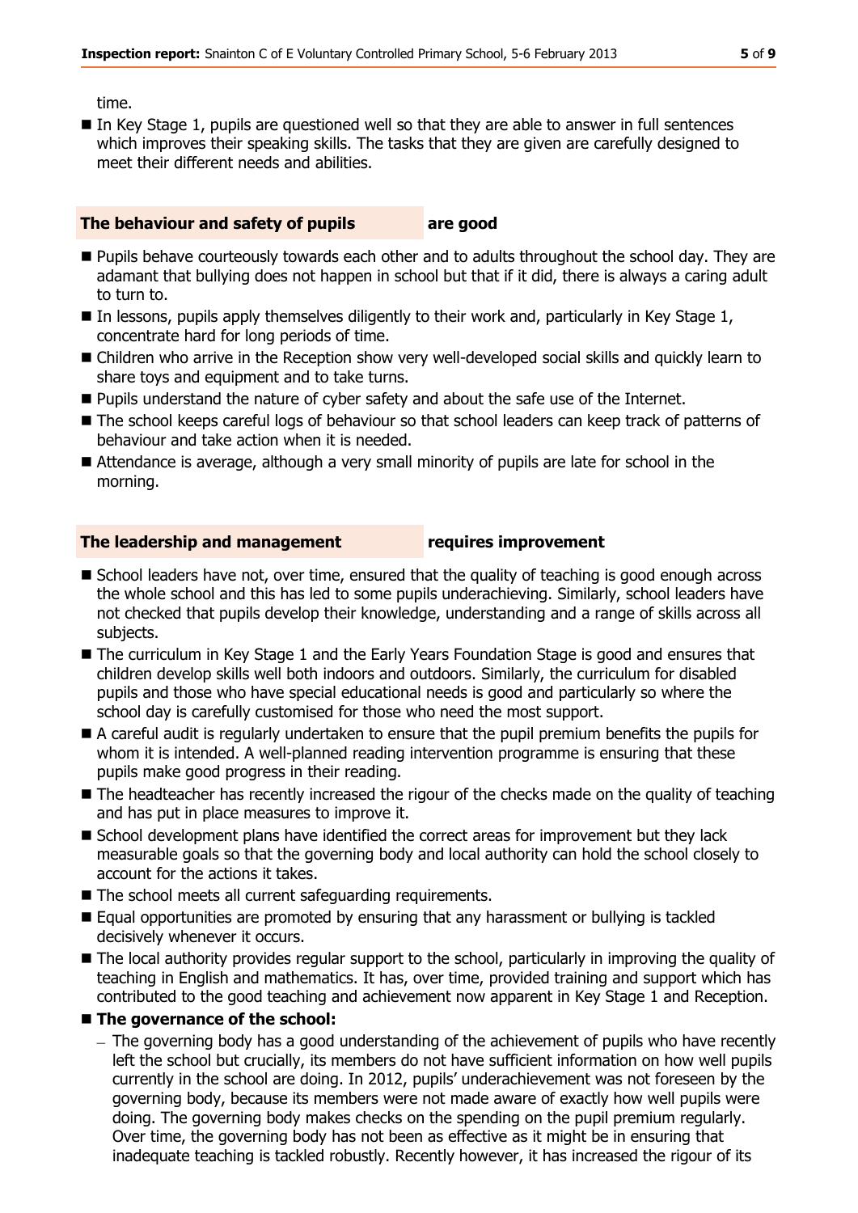time.

- In Key Stage 1, pupils are questioned well so that they are able to answer in full sentences which improves their speaking skills. The tasks that they are given are carefully designed to meet their different needs and abilities.

## The behaviour and safety of pupils — are good

- Pupils behave courteously towards each other and to adults throughout the school day. They are adamant that bullying does not happen in school but that if it did, there is always a caring adult to turn to.
- In lessons, pupils apply themselves diligently to their work and, particularly in Key Stage 1, concentrate hard for long periods of time.
- Children who arrive in the Reception show very well-developed social skills and quickly learn to share toys and equipment and to take turns.
- Pupils understand the nature of cyber safety and about the safe use of the Internet.
- The school keeps careful logs of behaviour so that school leaders can keep track of patterns of behaviour and take action when it is needed.
- Attendance is average, although a very small minority of pupils are late for school in the morning.

## The leadership and management — requires improvement

- School leaders have not, over time, ensured that the quality of teaching is good enough across the whole school and this has led to some pupils underachieving. Similarly, school leaders have not checked that pupils develop their knowledge, understanding and a range of skills across all subjects.
- The curriculum in Key Stage 1 and the Early Years Foundation Stage is good and ensures that children develop skills well both indoors and outdoors. Similarly, the curriculum for disabled pupils and those who have special educational needs is good and particularly so where the school day is carefully customised for those who need the most support.
- A careful audit is regularly undertaken to ensure that the pupil premium benefits the pupils for whom it is intended. A well-planned reading intervention programme is ensuring that these pupils make good progress in their reading.
- The headteacher has recently increased the rigour of the checks made on the quality of teaching and has put in place measures to improve it.
- School development plans have identified the correct areas for improvement but they lack measurable goals so that the governing body and local authority can hold the school closely to account for the actions it takes.
- The school meets all current safeguarding requirements.
- Equal opportunities are promoted by ensuring that any harassment or bullying is tackled decisively whenever it occurs.
- The local authority provides regular support to the school, particularly in improving the quality of teaching in English and mathematics. It has, over time, provided training and support which has contributed to the good teaching and achievement now apparent in Key Stage 1 and Reception.
- **The governance of the school:**
  - The governing body has a good understanding of the achievement of pupils who have recently left the school but crucially, its members do not have sufficient information on how well pupils currently in the school are doing. In 2012, pupils' underachievement was not foreseen by the governing body, because its members were not made aware of exactly how well pupils were doing. The governing body makes checks on the spending on the pupil premium regularly. Over time, the governing body has not been as effective as it might be in ensuring that inadequate teaching is tackled robustly. Recently however, it has increased the rigour of its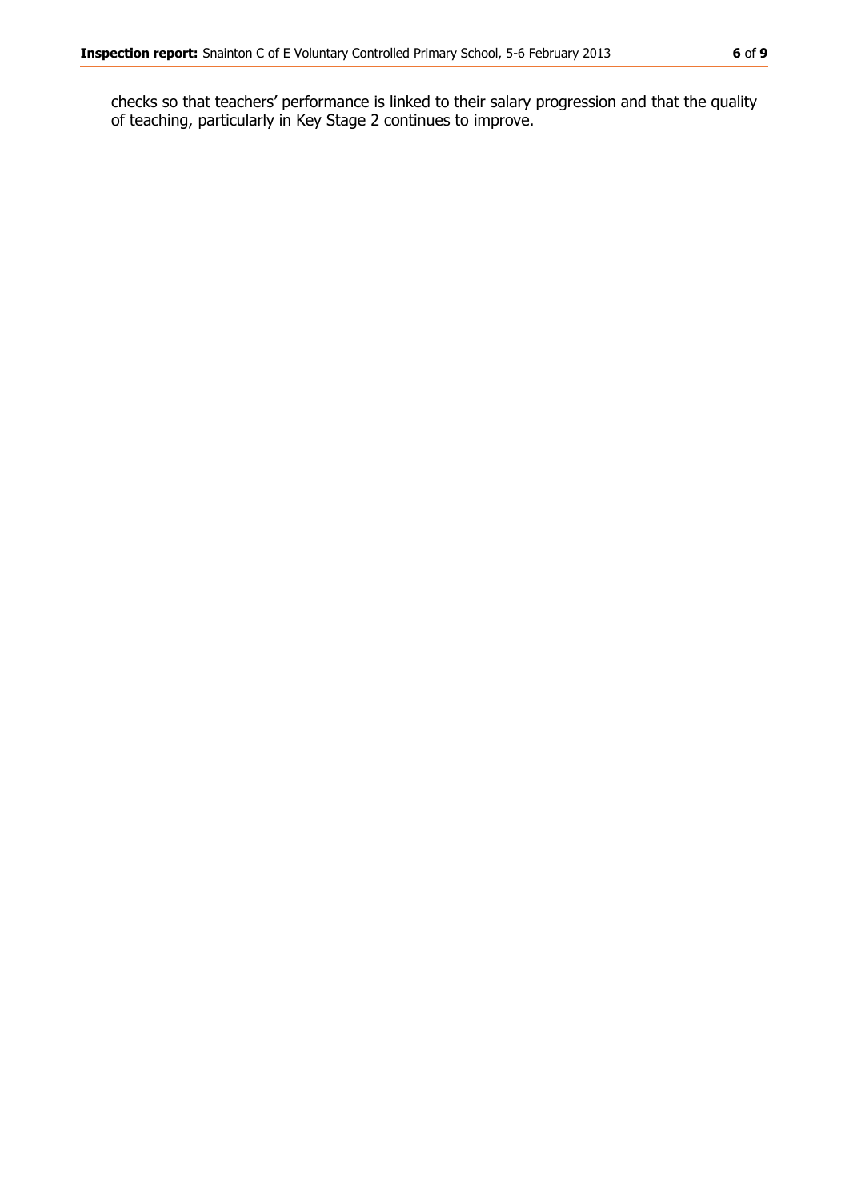checks so that teachers' performance is linked to their salary progression and that the quality of teaching, particularly in Key Stage 2 continues to improve.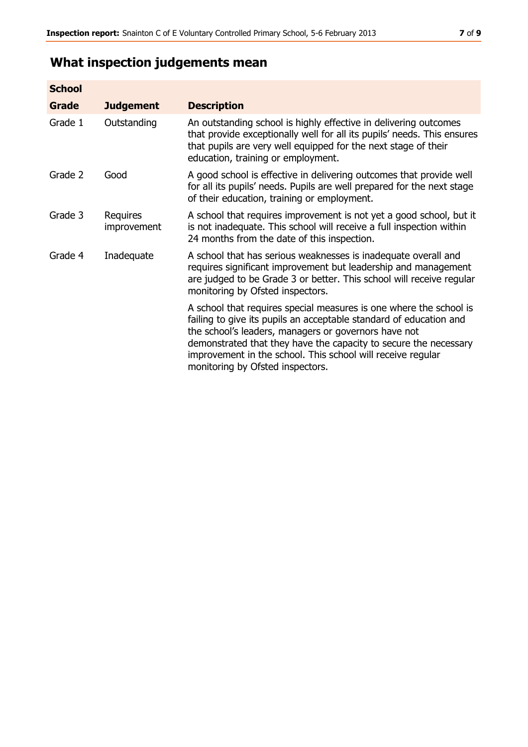## What inspection judgements mean

| School Grade | Judgement | Description |
| --- | --- | --- |
| Grade 1 | Outstanding | An outstanding school is highly effective in delivering outcomes that provide exceptionally well for all its pupils' needs. This ensures that pupils are very well equipped for the next stage of their education, training or employment. |
| Grade 2 | Good | A good school is effective in delivering outcomes that provide well for all its pupils' needs. Pupils are well prepared for the next stage of their education, training or employment. |
| Grade 3 | Requires improvement | A school that requires improvement is not yet a good school, but it is not inadequate. This school will receive a full inspection within 24 months from the date of this inspection. |
| Grade 4 | Inadequate | A school that has serious weaknesses is inadequate overall and requires significant improvement but leadership and management are judged to be Grade 3 or better. This school will receive regular monitoring by Ofsted inspectors. |
| | | A school that requires special measures is one where the school is failing to give its pupils an acceptable standard of education and the school's leaders, managers or governors have not demonstrated that they have the capacity to secure the necessary improvement in the school. This school will receive regular monitoring by Ofsted inspectors. |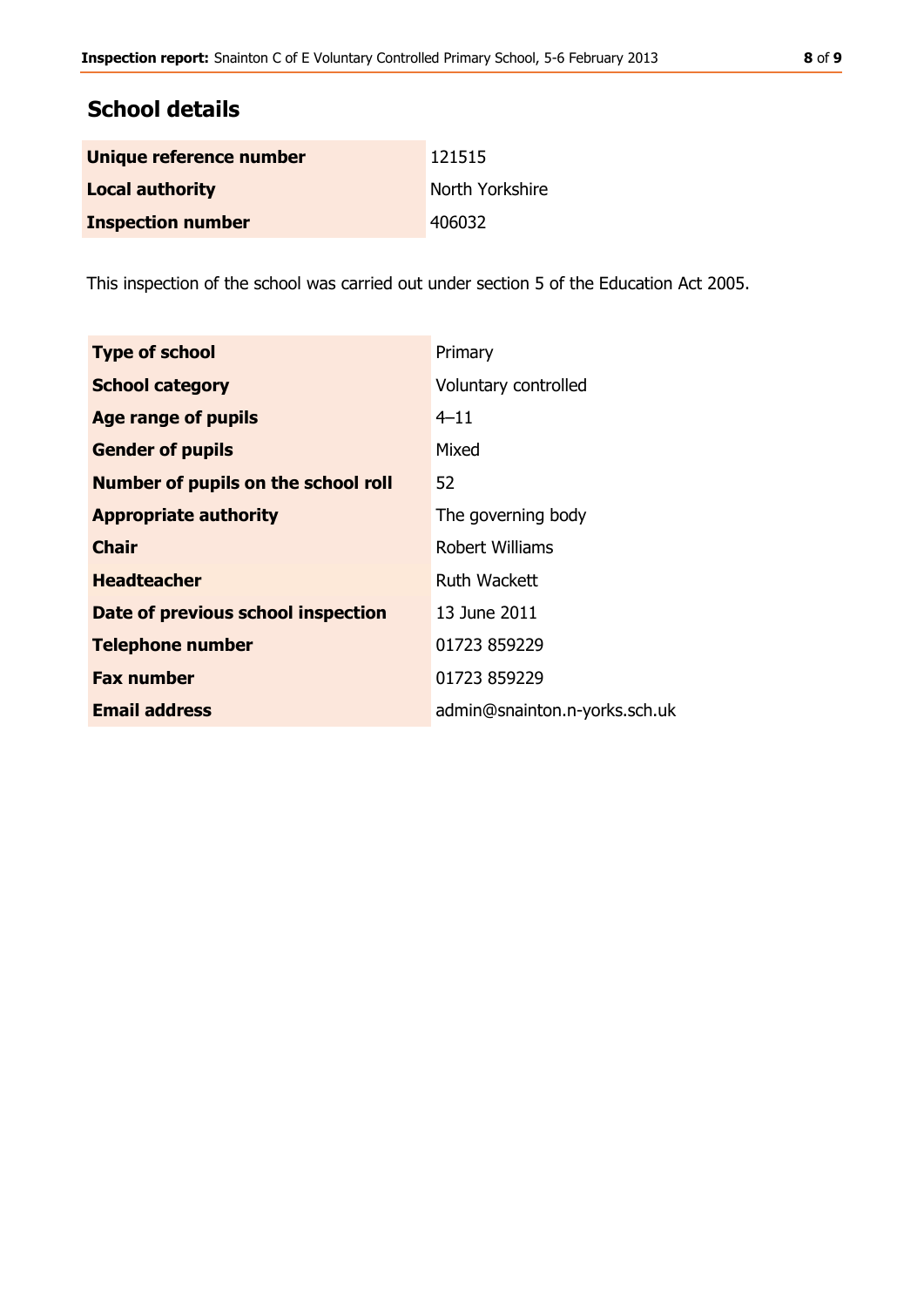## School details

| | |
|---|---|
| **Unique reference number** | 121515 |
| **Local authority** | North Yorkshire |
| **Inspection number** | 406032 |

This inspection of the school was carried out under section 5 of the Education Act 2005.

| | |
|---|---|
| **Type of school** | Primary |
| **School category** | Voluntary controlled |
| **Age range of pupils** | 4–11 |
| **Gender of pupils** | Mixed |
| **Number of pupils on the school roll** | 52 |
| **Appropriate authority** | The governing body |
| **Chair** | Robert Williams |
| **Headteacher** | Ruth Wackett |
| **Date of previous school inspection** | 13 June 2011 |
| **Telephone number** | 01723 859229 |
| **Fax number** | 01723 859229 |
| **Email address** | admin@snainton.n-yorks.sch.uk |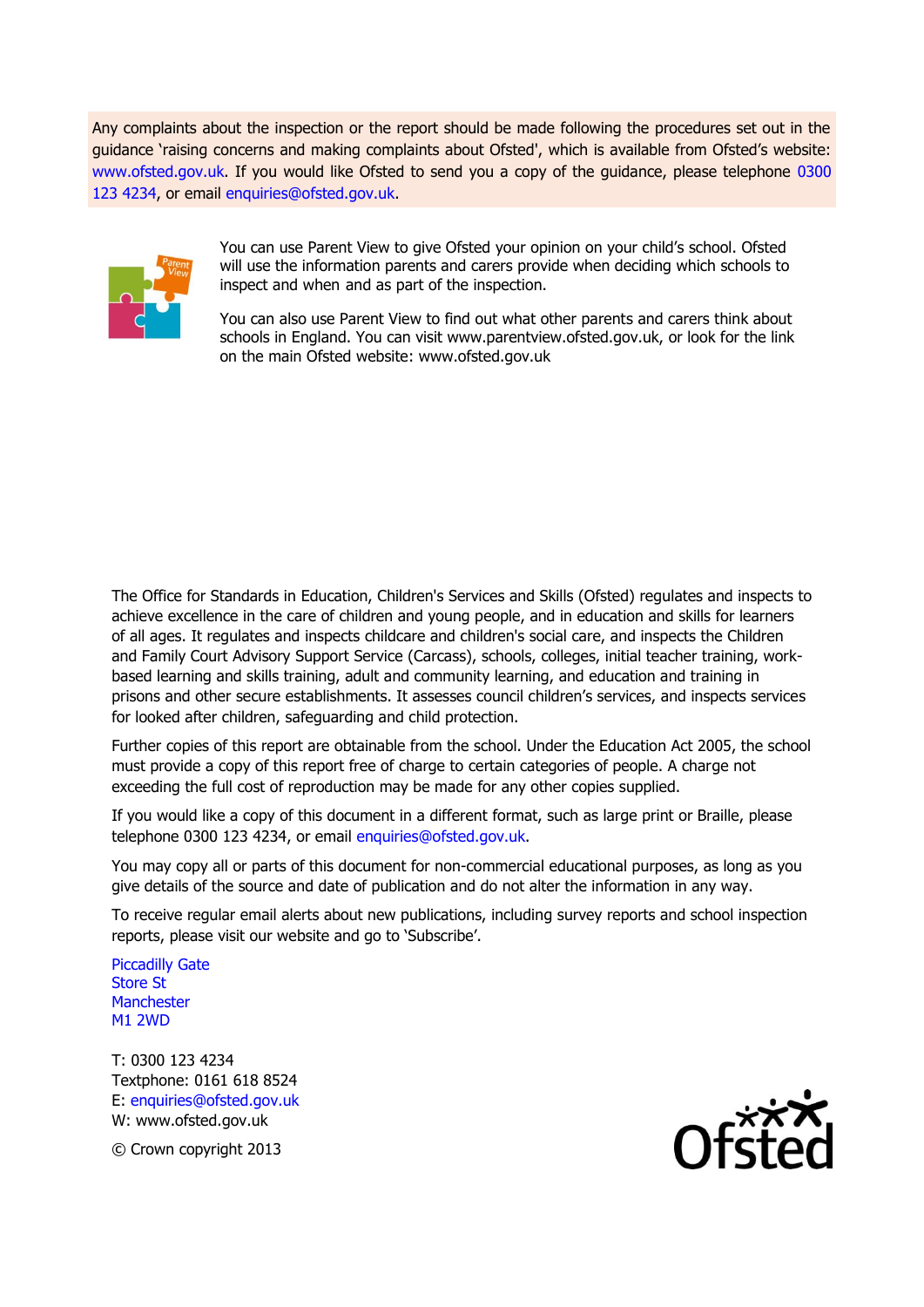Any complaints about the inspection or the report should be made following the procedures set out in the guidance 'raising concerns and making complaints about Ofsted', which is available from Ofsted's website: www.ofsted.gov.uk. If you would like Ofsted to send you a copy of the guidance, please telephone 0300 123 4234, or email enquiries@ofsted.gov.uk.

You can use Parent View to give Ofsted your opinion on your child's school. Ofsted will use the information parents and carers provide when deciding which schools to inspect and when and as part of the inspection.

You can also use Parent View to find out what other parents and carers think about schools in England. You can visit www.parentview.ofsted.gov.uk, or look for the link on the main Ofsted website: www.ofsted.gov.uk

The Office for Standards in Education, Children's Services and Skills (Ofsted) regulates and inspects to achieve excellence in the care of children and young people, and in education and skills for learners of all ages. It regulates and inspects childcare and children's social care, and inspects the Children and Family Court Advisory Support Service (Carcass), schools, colleges, initial teacher training, work-based learning and skills training, adult and community learning, and education and training in prisons and other secure establishments. It assesses council children's services, and inspects services for looked after children, safeguarding and child protection.

Further copies of this report are obtainable from the school. Under the Education Act 2005, the school must provide a copy of this report free of charge to certain categories of people. A charge not exceeding the full cost of reproduction may be made for any other copies supplied.

If you would like a copy of this document in a different format, such as large print or Braille, please telephone 0300 123 4234, or email enquiries@ofsted.gov.uk.

You may copy all or parts of this document for non-commercial educational purposes, as long as you give details of the source and date of publication and do not alter the information in any way.

To receive regular email alerts about new publications, including survey reports and school inspection reports, please visit our website and go to 'Subscribe'.

Piccadilly Gate
Store St
Manchester
M1 2WD

T: 0300 123 4234
Textphone: 0161 618 8524
E: enquiries@ofsted.gov.uk
W: www.ofsted.gov.uk

© Crown copyright 2013